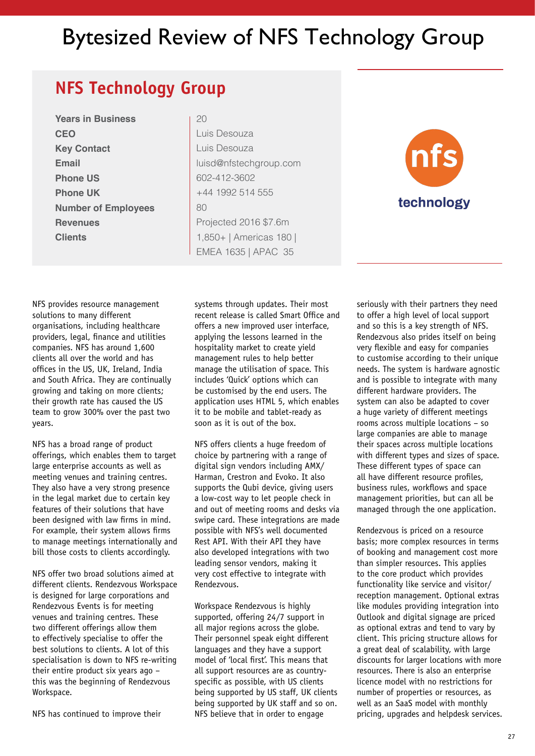# Bytesized Review of NFS Technology Group

## NFS Technology Group

| | |
|---|---|
| **Years in Business** | 20 |
| **CEO** | Luis Desouza |
| **Key Contact** | Luis Desouza |
| **Email** | luisd@nfstechgroup.com |
| **Phone US** | 602-412-3602 |
| **Phone UK** | +44 1992 514 555 |
| **Number of Employees** | 80 |
| **Revenues** | Projected 2016 $7.6m |
| **Clients** | 1,850+ \| Americas 180 \| EMEA 1635 \| APAC 35 |

nfs technology

NFS provides resource management solutions to many different organisations, including healthcare providers, legal, finance and utilities companies. NFS has around 1,600 clients all over the world and has offices in the US, UK, Ireland, India and South Africa. They are continually growing and taking on more clients; their growth rate has caused the US team to grow 300% over the past two years.

NFS has a broad range of product offerings, which enables them to target large enterprise accounts as well as meeting venues and training centres. They also have a very strong presence in the legal market due to certain key features of their solutions that have been designed with law firms in mind. For example, their system allows firms to manage meetings internationally and bill those costs to clients accordingly.

NFS offer two broad solutions aimed at different clients. Rendezvous Workspace is designed for large corporations and Rendezvous Events is for meeting venues and training centres. These two different offerings allow them to effectively specialise to offer the best solutions to clients. A lot of this specialisation is down to NFS re-writing their entire product six years ago – this was the beginning of Rendezvous Workspace.

NFS has continued to improve their systems through updates. Their most recent release is called Smart Office and offers a new improved user interface, applying the lessons learned in the hospitality market to create yield management rules to help better manage the utilisation of space. This includes 'Quick' options which can be customised by the end users. The application uses HTML 5, which enables it to be mobile and tablet-ready as soon as it is out of the box.

NFS offers clients a huge freedom of choice by partnering with a range of digital sign vendors including AMX/ Harman, Crestron and Evoko. It also supports the Qubi device, giving users a low-cost way to let people check in and out of meeting rooms and desks via swipe card. These integrations are made possible with NFS's well documented Rest API. With their API they have also developed integrations with two leading sensor vendors, making it very cost effective to integrate with Rendezvous.

Workspace Rendezvous is highly supported, offering 24/7 support in all major regions across the globe. Their personnel speak eight different languages and they have a support model of 'local first'. This means that all support resources are as country-specific as possible, with US clients being supported by US staff, UK clients being supported by UK staff and so on. NFS believe that in order to engage seriously with their partners they need to offer a high level of local support and so this is a key strength of NFS. Rendezvous also prides itself on being very flexible and easy for companies to customise according to their unique needs. The system is hardware agnostic and is possible to integrate with many different hardware providers. The system can also be adapted to cover a huge variety of different meetings rooms across multiple locations – so large companies are able to manage their spaces across multiple locations with different types and sizes of space. These different types of space can all have different resource profiles, business rules, workflows and space management priorities, but can all be managed through the one application.

Rendezvous is priced on a resource basis; more complex resources in terms of booking and management cost more than simpler resources. This applies to the core product which provides functionality like service and visitor/ reception management. Optional extras like modules providing integration into Outlook and digital signage are priced as optional extras and tend to vary by client. This pricing structure allows for a great deal of scalability, with large discounts for larger locations with more resources. There is also an enterprise licence model with no restrictions for number of properties or resources, as well as an SaaS model with monthly pricing, upgrades and helpdesk services.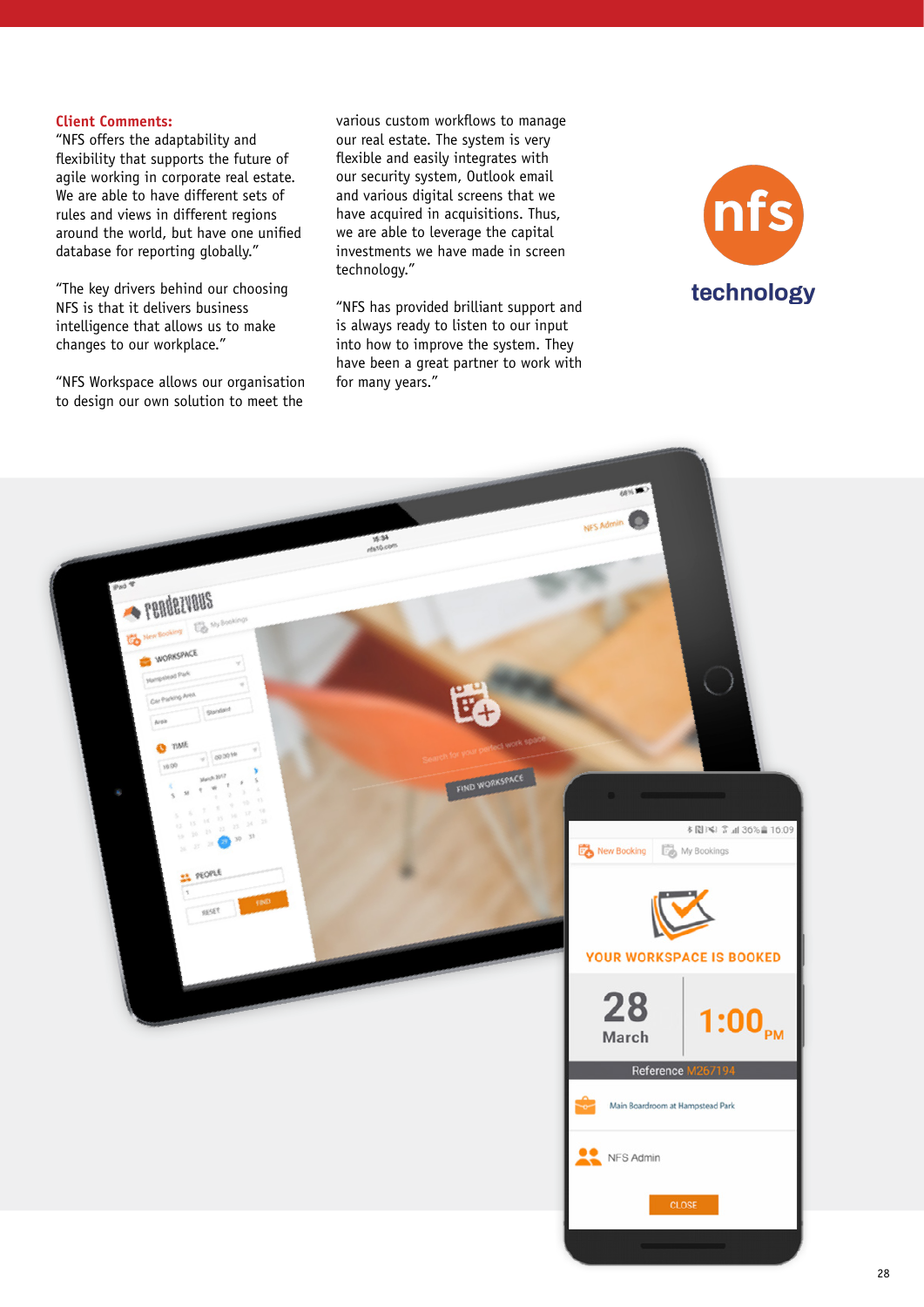**Client Comments:**

"NFS offers the adaptability and flexibility that supports the future of agile working in corporate real estate. We are able to have different sets of rules and views in different regions around the world, but have one unified database for reporting globally."

"The key drivers behind our choosing NFS is that it delivers business intelligence that allows us to make changes to our workplace."

"NFS Workspace allows our organisation to design our own solution to meet the various custom workflows to manage our real estate. The system is very flexible and easily integrates with our security system, Outlook email and various digital screens that we have acquired in acquisitions. Thus, we are able to leverage the capital investments we have made in screen technology."

"NFS has provided brilliant support and is always ready to listen to our input into how to improve the system. They have been a great partner to work with for many years."